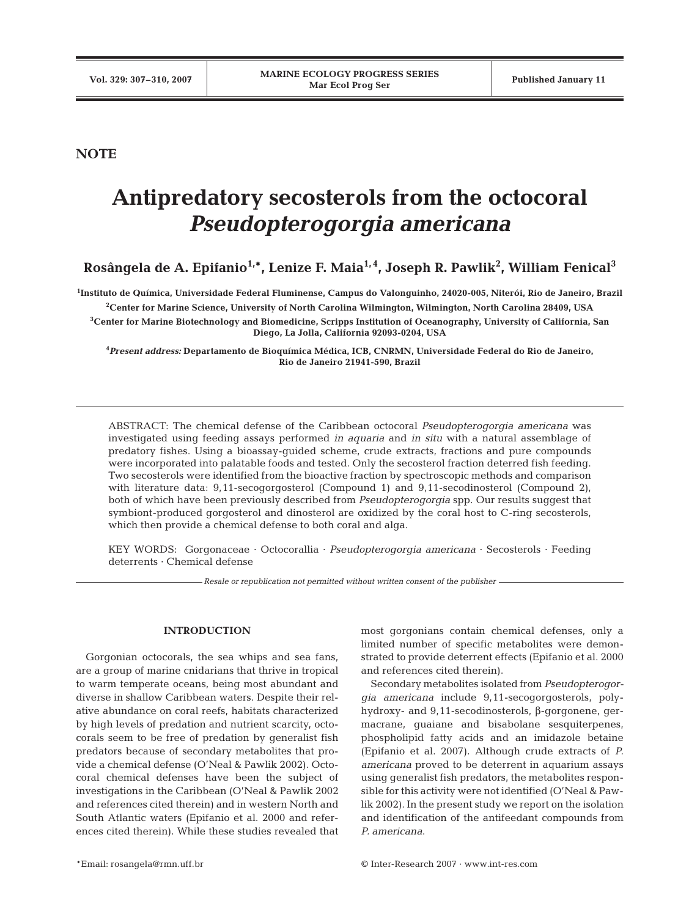NOTE

# Antipredatory secosterols from the octocoral *Pseudopterogorgia americana*

**Rosângela de A. Epifanio[1,*], Lenize F. Maia[1,4], Joseph R. Pawlik[2], William Fenical[3]**

[1]Instituto de Química, Universidade Federal Fluminense, Campus do Valonguinho, 24020-005, Niterói, Rio de Janeiro, Brazil

[2]Center for Marine Science, University of North Carolina Wilmington, Wilmington, North Carolina 28409, USA

[3]Center for Marine Biotechnology and Biomedicine, Scripps Institution of Oceanography, University of California, San Diego, La Jolla, California 92093-0204, USA

[4]*Present address:* Departamento de Bioquímica Médica, ICB, CNRMN, Universidade Federal do Rio de Janeiro, Rio de Janeiro 21941-590, Brazil

ABSTRACT: The chemical defense of the Caribbean octocoral *Pseudopterogorgia americana* was investigated using feeding assays performed *in aquaria* and *in situ* with a natural assemblage of predatory fishes. Using a bioassay-guided scheme, crude extracts, fractions and pure compounds were incorporated into palatable foods and tested. Only the secosterol fraction deterred fish feeding. Two secosterols were identified from the bioactive fraction by spectroscopic methods and comparison with literature data: 9,11-secogorgosterol (Compound 1) and 9,11-secodinosterol (Compound 2), both of which have been previously described from *Pseudopterogorgia* spp. Our results suggest that symbiont-produced gorgosterol and dinosterol are oxidized by the coral host to C-ring secosterols, which then provide a chemical defense to both coral and alga.

KEY WORDS: Gorgonaceae · Octocorallia · *Pseudopterogorgia americana* · Secosterols · Feeding deterrents · Chemical defense

*Resale or republication not permitted without written consent of the publisher*

## INTRODUCTION

Gorgonian octocorals, the sea whips and sea fans, are a group of marine cnidarians that thrive in tropical to warm temperate oceans, being most abundant and diverse in shallow Caribbean waters. Despite their relative abundance on coral reefs, habitats characterized by high levels of predation and nutrient scarcity, octocorals seem to be free of predation by generalist fish predators because of secondary metabolites that provide a chemical defense (O'Neal & Pawlik 2002). Octocoral chemical defenses have been the subject of investigations in the Caribbean (O'Neal & Pawlik 2002 and references cited therein) and in western North and South Atlantic waters (Epifanio et al. 2000 and references cited therein). While these studies revealed that most gorgonians contain chemical defenses, only a limited number of specific metabolites were demonstrated to provide deterrent effects (Epifanio et al. 2000 and references cited therein).

Secondary metabolites isolated from *Pseudopterogorgia americana* include 9,11-secogorgosterols, polyhydroxy- and 9,11-secodinosterols, β-gorgonene, germacrane, guaiane and bisabolane sesquiterpenes, phospholipid fatty acids and an imidazole betaine (Epifanio et al. 2007). Although crude extracts of *P. americana* proved to be deterrent in aquarium assays using generalist fish predators, the metabolites responsible for this activity were not identified (O'Neal & Pawlik 2002). In the present study we report on the isolation and identification of the antifeedant compounds from *P. americana*.

*Email: rosangela@rmn.uff.br

© Inter-Research 2007 · www.int-res.com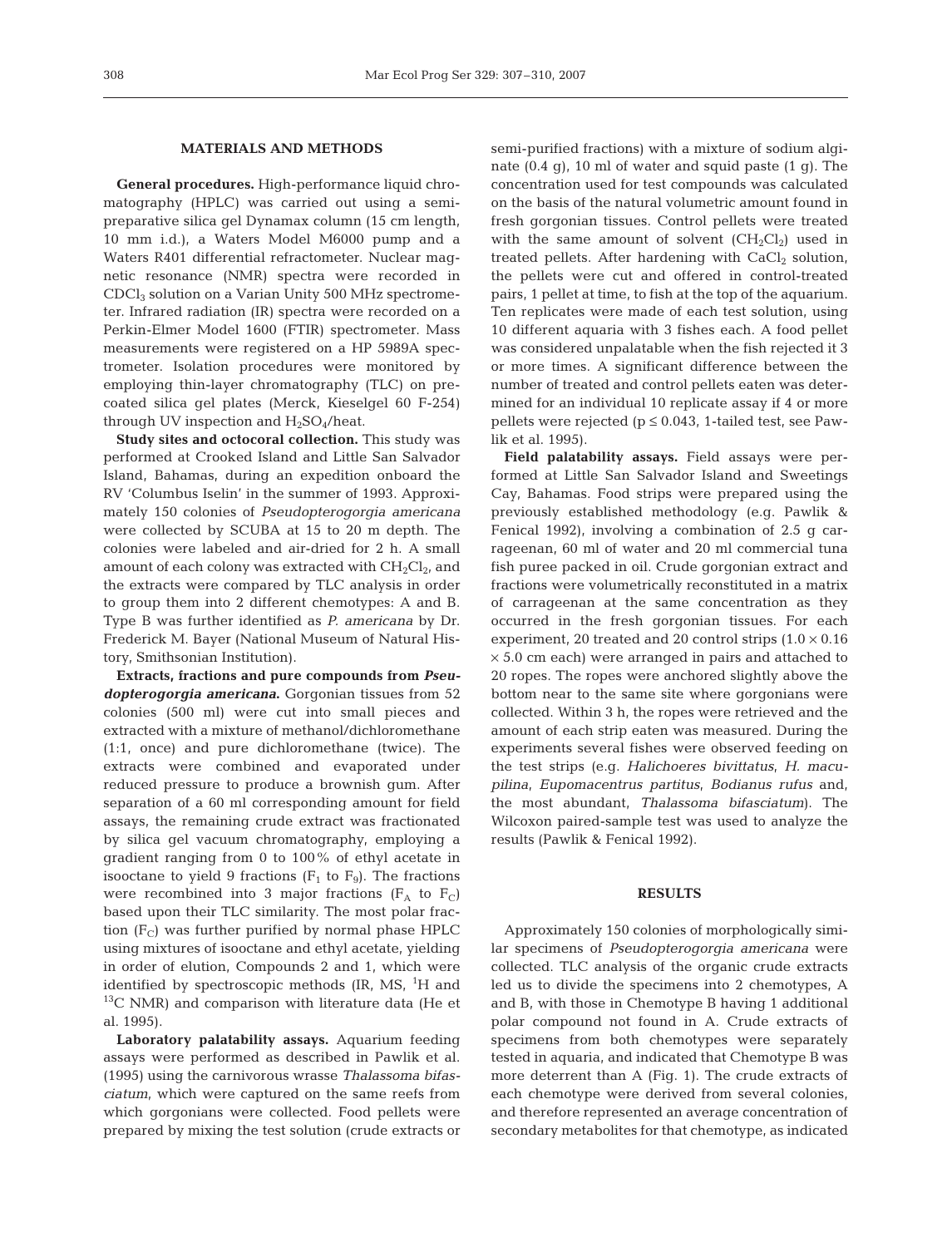## MATERIALS AND METHODS

**General procedures.** High-performance liquid chromatography (HPLC) was carried out using a semi-preparative silica gel Dynamax column (15 cm length, 10 mm i.d.), a Waters Model M6000 pump and a Waters R401 differential refractometer. Nuclear magnetic resonance (NMR) spectra were recorded in $CDCl_3$ solution on a Varian Unity 500 MHz spectrometer. Infrared radiation (IR) spectra were recorded on a Perkin-Elmer Model 1600 (FTIR) spectrometer. Mass measurements were registered on a HP 5989A spectrometer. Isolation procedures were monitored by employing thin-layer chromatography (TLC) on pre-coated silica gel plates (Merck, Kieselgel 60 F-254) through UV inspection and $H_2SO_4$/heat.

**Study sites and octocoral collection.** This study was performed at Crooked Island and Little San Salvador Island, Bahamas, during an expedition onboard the RV 'Columbus Iselin' in the summer of 1993. Approximately 150 colonies of *Pseudopterogorgia americana* were collected by SCUBA at 15 to 20 m depth. The colonies were labeled and air-dried for 2 h. A small amount of each colony was extracted with $CH_2Cl_2$, and the extracts were compared by TLC analysis in order to group them into 2 different chemotypes: A and B. Type B was further identified as *P. americana* by Dr. Frederick M. Bayer (National Museum of Natural History, Smithsonian Institution).

**Extracts, fractions and pure compounds from *Pseudopterogorgia americana*.** Gorgonian tissues from 52 colonies (500 ml) were cut into small pieces and extracted with a mixture of methanol/dichloromethane (1:1, once) and pure dichloromethane (twice). The extracts were combined and evaporated under reduced pressure to produce a brownish gum. After separation of a 60 ml corresponding amount for field assays, the remaining crude extract was fractionated by silica gel vacuum chromatography, employing a gradient ranging from 0 to 100% of ethyl acetate in isooctane to yield 9 fractions ($F_1$ to $F_9$). The fractions were recombined into 3 major fractions ($F_A$ to $F_C$) based upon their TLC similarity. The most polar fraction ($F_C$) was further purified by normal phase HPLC using mixtures of isooctane and ethyl acetate, yielding in order of elution, Compounds 2 and 1, which were identified by spectroscopic methods (IR, MS, $^1H$ and $^{13}C$ NMR) and comparison with literature data (He et al. 1995).

**Laboratory palatability assays.** Aquarium feeding assays were performed as described in Pawlik et al. (1995) using the carnivorous wrasse *Thalassoma bifasciatum*, which were captured on the same reefs from which gorgonians were collected. Food pellets were prepared by mixing the test solution (crude extracts or semi-purified fractions) with a mixture of sodium alginate (0.4 g), 10 ml of water and squid paste (1 g). The concentration used for test compounds was calculated on the basis of the natural volumetric amount found in fresh gorgonian tissues. Control pellets were treated with the same amount of solvent ($CH_2Cl_2$) used in treated pellets. After hardening with $CaCl_2$ solution, the pellets were cut and offered in control-treated pairs, 1 pellet at time, to fish at the top of the aquarium. Ten replicates were made of each test solution, using 10 different aquaria with 3 fishes each. A food pellet was considered unpalatable when the fish rejected it 3 or more times. A significant difference between the number of treated and control pellets eaten was determined for an individual 10 replicate assay if 4 or more pellets were rejected ($p \leq 0.043$, 1-tailed test, see Pawlik et al. 1995).

**Field palatability assays.** Field assays were performed at Little San Salvador Island and Sweetings Cay, Bahamas. Food strips were prepared using the previously established methodology (e.g. Pawlik & Fenical 1992), involving a combination of 2.5 g carrageenan, 60 ml of water and 20 ml commercial tuna fish puree packed in oil. Crude gorgonian extract and fractions were volumetrically reconstituted in a matrix of carrageenan at the same concentration as they occurred in the fresh gorgonian tissues. For each experiment, 20 treated and 20 control strips ($1.0 \times 0.16 \times 5.0$ cm each) were arranged in pairs and attached to 20 ropes. The ropes were anchored slightly above the bottom near to the same site where gorgonians were collected. Within 3 h, the ropes were retrieved and the amount of each strip eaten was measured. During the experiments several fishes were observed feeding on the test strips (e.g. *Halichoeres bivittatus*, *H. maculipina*, *Eupomacentrus partitus*, *Bodianus rufus* and, the most abundant, *Thalassoma bifasciatum*). The Wilcoxon paired-sample test was used to analyze the results (Pawlik & Fenical 1992).

## RESULTS

Approximately 150 colonies of morphologically similar specimens of *Pseudopterogorgia americana* were collected. TLC analysis of the organic crude extracts led us to divide the specimens into 2 chemotypes, A and B, with those in Chemotype B having 1 additional polar compound not found in A. Crude extracts of specimens from both chemotypes were separately tested in aquaria, and indicated that Chemotype B was more deterrent than A (Fig. 1). The crude extracts of each chemotype were derived from several colonies, and therefore represented an average concentration of secondary metabolites for that chemotype, as indicated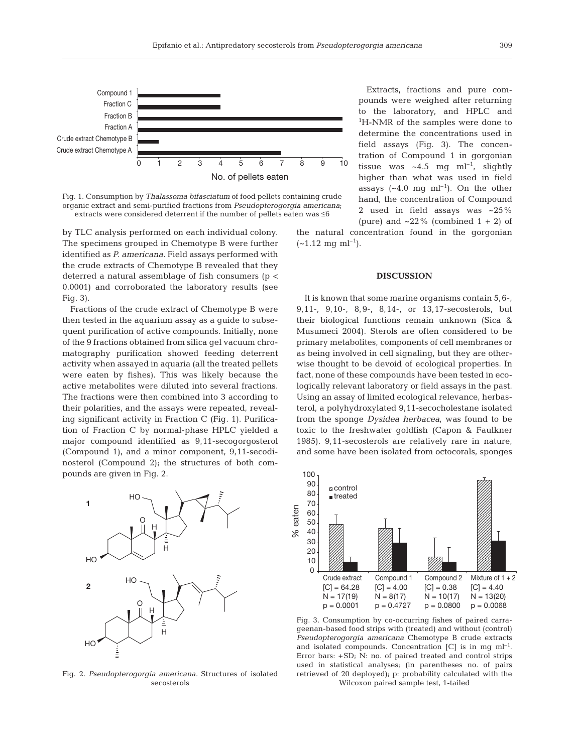Fig. 1. Consumption by *Thalassoma bifasciatum* of food pellets containing crude organic extract and semi-purified fractions from *Pseudopterogorgia americana*; extracts were considered deterrent if the number of pellets eaten was ≤6

by TLC analysis performed on each individual colony. The specimens grouped in Chemotype B were further identified as *P. americana*. Field assays performed with the crude extracts of Chemotype B revealed that they deterred a natural assemblage of fish consumers ($p < 0.0001$) and corroborated the laboratory results (see Fig. 3).

Fractions of the crude extract of Chemotype B were then tested in the aquarium assay as a guide to subsequent purification of active compounds. Initially, none of the 9 fractions obtained from silica gel vacuum chromatography purification showed feeding deterrent activity when assayed in aquaria (all the treated pellets were eaten by fishes). This was likely because the active metabolites were diluted into several fractions. The fractions were then combined into 3 according to their polarities, and the assays were repeated, revealing significant activity in Fraction C (Fig. 1). Purification of Fraction C by normal-phase HPLC yielded a major compound identified as 9,11-secogorgosterol (Compound 1), and a minor component, 9,11-secodinosterol (Compound 2); the structures of both compounds are given in Fig. 2.

Fig. 2. *Pseudopterogorgia americana*. Structures of isolated secosterols

Extracts, fractions and pure compounds were weighed after returning to the laboratory, and HPLC and $^1$H-NMR of the samples were done to determine the concentrations used in field assays (Fig. 3). The concentration of Compound 1 in gorgonian tissue was ~4.5 mg ml$^{-1}$, slightly higher than what was used in field assays (~4.0 mg ml$^{-1}$). On the other hand, the concentration of Compound 2 used in field assays was ~25% (pure) and ~22% (combined 1 + 2) of the natural concentration found in the gorgonian (~1.12 mg ml$^{-1}$).

## DISCUSSION

It is known that some marine organisms contain 5,6-, 9,11-, 9,10-, 8,9-, 8,14-, or 13,17-secosterols, but their biological functions remain unknown (Sica & Musumeci 2004). Sterols are often considered to be primary metabolites, components of cell membranes or as being involved in cell signaling, but they are otherwise thought to be devoid of ecological properties. In fact, none of these compounds have been tested in ecologically relevant laboratory or field assays in the past. Using an assay of limited ecological relevance, herbasterol, a polyhydroxylated 9,11-secocholestane isolated from the sponge *Dysidea herbacea*, was found to be toxic to the freshwater goldfish (Capon & Faulkner 1985). 9,11-secosterols are relatively rare in nature, and some have been isolated from octocorals, sponges

Fig. 3. Consumption by co-occurring fishes of paired carrageenan-based food strips with (treated) and without (control) *Pseudopterogorgia americana* Chemotype B crude extracts and isolated compounds. Concentration [C] is in mg ml$^{-1}$. Error bars: +SD; N: no. of paired treated and control strips used in statistical analyses; (in parentheses no. of pairs retrieved of 20 deployed); p: probability calculated with the Wilcoxon paired sample test, 1-tailed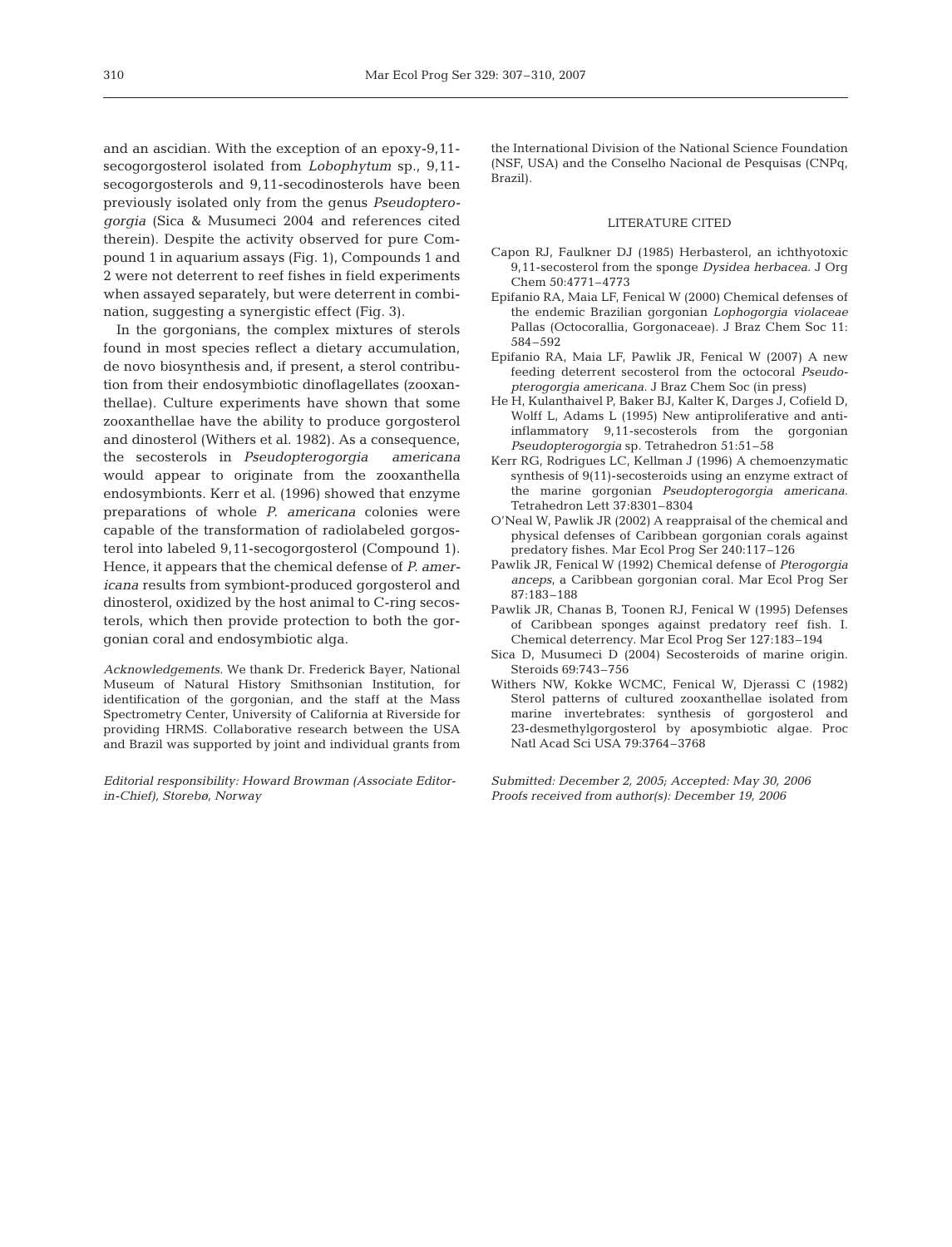and an ascidian. With the exception of an epoxy-9,11-secogorgosterol isolated from *Lobophytum* sp., 9,11-secogorgosterols and 9,11-secodinosterols have been previously isolated only from the genus *Pseudopterogorgia* (Sica & Musumeci 2004 and references cited therein). Despite the activity observed for pure Compound 1 in aquarium assays (Fig. 1), Compounds 1 and 2 were not deterrent to reef fishes in field experiments when assayed separately, but were deterrent in combination, suggesting a synergistic effect (Fig. 3).

In the gorgonians, the complex mixtures of sterols found in most species reflect a dietary accumulation, de novo biosynthesis and, if present, a sterol contribution from their endosymbiotic dinoflagellates (zooxanthellae). Culture experiments have shown that some zooxanthellae have the ability to produce gorgosterol and dinosterol (Withers et al. 1982). As a consequence, the secosterols in *Pseudopterogorgia americana* would appear to originate from the zooxanthella endosymbionts. Kerr et al. (1996) showed that enzyme preparations of whole *P. americana* colonies were capable of the transformation of radiolabeled gorgosterol into labeled 9,11-secogorgosterol (Compound 1). Hence, it appears that the chemical defense of *P. americana* results from symbiont-produced gorgosterol and dinosterol, oxidized by the host animal to C-ring secosterols, which then provide protection to both the gorgonian coral and endosymbiotic alga.

*Acknowledgements.* We thank Dr. Frederick Bayer, National Museum of Natural History Smithsonian Institution, for identification of the gorgonian, and the staff at the Mass Spectrometry Center, University of California at Riverside for providing HRMS. Collaborative research between the USA and Brazil was supported by joint and individual grants from the International Division of the National Science Foundation (NSF, USA) and the Conselho Nacional de Pesquisas (CNPq, Brazil).

## LITERATURE CITED

Capon RJ, Faulkner DJ (1985) Herbasterol, an ichthyotoxic 9,11-secosterol from the sponge *Dysidea herbacea*. J Org Chem 50:4771–4773

Epifanio RA, Maia LF, Fenical W (2000) Chemical defenses of the endemic Brazilian gorgonian *Lophogorgia violaceae* Pallas (Octocorallia, Gorgonaceae). J Braz Chem Soc 11: 584–592

Epifanio RA, Maia LF, Pawlik JR, Fenical W (2007) A new feeding deterrent secosterol from the octocoral *Pseudopterogorgia americana*. J Braz Chem Soc (in press)

He H, Kulanthaivel P, Baker BJ, Kalter K, Darges J, Cofield D, Wolff L, Adams L (1995) New antiproliferative and anti-inflammatory 9,11-secosterols from the gorgonian *Pseudopterogorgia* sp. Tetrahedron 51:51–58

Kerr RG, Rodrigues LC, Kellman J (1996) A chemoenzymatic synthesis of 9(11)-secosteroids using an enzyme extract of the marine gorgonian *Pseudopterogorgia americana*. Tetrahedron Lett 37:8301–8304

O'Neal W, Pawlik JR (2002) A reappraisal of the chemical and physical defenses of Caribbean gorgonian corals against predatory fishes. Mar Ecol Prog Ser 240:117–126

Pawlik JR, Fenical W (1992) Chemical defense of *Pterogorgia anceps*, a Caribbean gorgonian coral. Mar Ecol Prog Ser 87:183–188

Pawlik JR, Chanas B, Toonen RJ, Fenical W (1995) Defenses of Caribbean sponges against predatory reef fish. I. Chemical deterrency. Mar Ecol Prog Ser 127:183–194

Sica D, Musumeci D (2004) Secosteroids of marine origin. Steroids 69:743–756

Withers NW, Kokke WCMC, Fenical W, Djerassi C (1982) Sterol patterns of cultured zooxanthellae isolated from marine invertebrates: synthesis of gorgosterol and 23-desmethylgorgosterol by aposymbiotic algae. Proc Natl Acad Sci USA 79:3764–3768

*Editorial responsibility: Howard Browman (Associate Editor-in-Chief), Storebø, Norway*

*Submitted: December 2, 2005; Accepted: May 30, 2006*
*Proofs received from author(s): December 19, 2006*